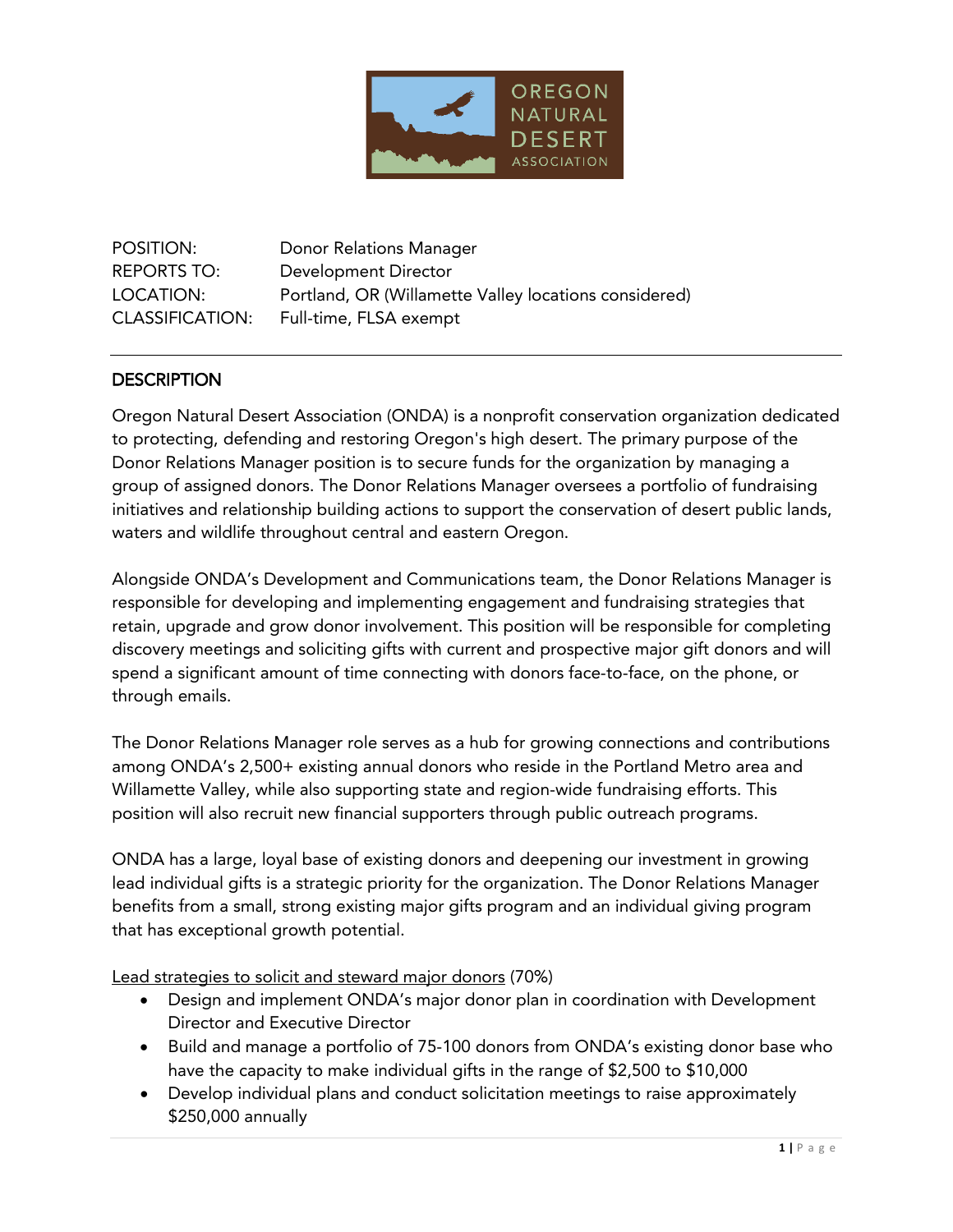POSITION: Donor Relations Manager
REPORTS TO: Development Director
LOCATION: Portland, OR (Willamette Valley locations considered)
CLASSIFICATION: Full-time, FLSA exempt

## DESCRIPTION

Oregon Natural Desert Association (ONDA) is a nonprofit conservation organization dedicated to protecting, defending and restoring Oregon's high desert. The primary purpose of the Donor Relations Manager position is to secure funds for the organization by managing a group of assigned donors. The Donor Relations Manager oversees a portfolio of fundraising initiatives and relationship building actions to support the conservation of desert public lands, waters and wildlife throughout central and eastern Oregon.

Alongside ONDA's Development and Communications team, the Donor Relations Manager is responsible for developing and implementing engagement and fundraising strategies that retain, upgrade and grow donor involvement. This position will be responsible for completing discovery meetings and soliciting gifts with current and prospective major gift donors and will spend a significant amount of time connecting with donors face-to-face, on the phone, or through emails.

The Donor Relations Manager role serves as a hub for growing connections and contributions among ONDA's 2,500+ existing annual donors who reside in the Portland Metro area and Willamette Valley, while also supporting state and region-wide fundraising efforts. This position will also recruit new financial supporters through public outreach programs.

ONDA has a large, loyal base of existing donors and deepening our investment in growing lead individual gifts is a strategic priority for the organization. The Donor Relations Manager benefits from a small, strong existing major gifts program and an individual giving program that has exceptional growth potential.

<u>Lead strategies to solicit and steward major donors</u> (70%)

- Design and implement ONDA's major donor plan in coordination with Development Director and Executive Director
- Build and manage a portfolio of 75-100 donors from ONDA's existing donor base who have the capacity to make individual gifts in the range of $2,500 to $10,000
- Develop individual plans and conduct solicitation meetings to raise approximately $250,000 annually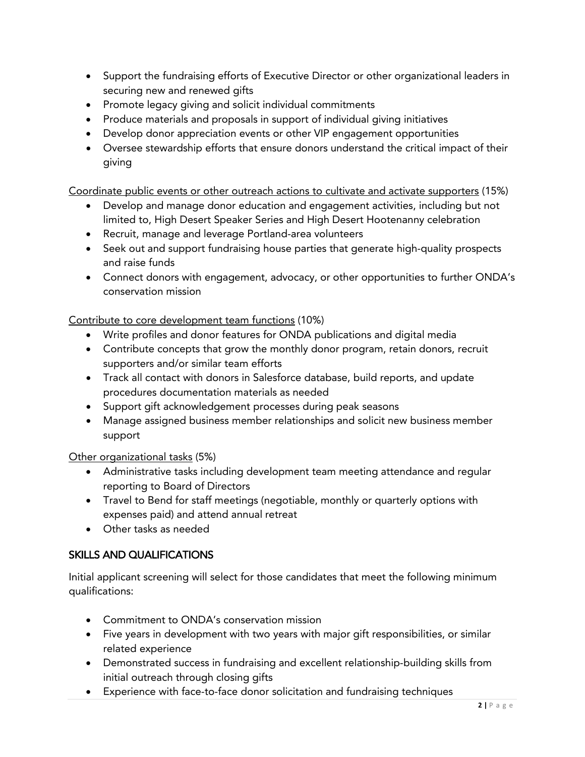- Support the fundraising efforts of Executive Director or other organizational leaders in securing new and renewed gifts
- Promote legacy giving and solicit individual commitments
- Produce materials and proposals in support of individual giving initiatives
- Develop donor appreciation events or other VIP engagement opportunities
- Oversee stewardship efforts that ensure donors understand the critical impact of their giving

Coordinate public events or other outreach actions to cultivate and activate supporters (15%)

- Develop and manage donor education and engagement activities, including but not limited to, High Desert Speaker Series and High Desert Hootenanny celebration
- Recruit, manage and leverage Portland-area volunteers
- Seek out and support fundraising house parties that generate high-quality prospects and raise funds
- Connect donors with engagement, advocacy, or other opportunities to further ONDA's conservation mission

Contribute to core development team functions (10%)

- Write profiles and donor features for ONDA publications and digital media
- Contribute concepts that grow the monthly donor program, retain donors, recruit supporters and/or similar team efforts
- Track all contact with donors in Salesforce database, build reports, and update procedures documentation materials as needed
- Support gift acknowledgement processes during peak seasons
- Manage assigned business member relationships and solicit new business member support

Other organizational tasks (5%)

- Administrative tasks including development team meeting attendance and regular reporting to Board of Directors
- Travel to Bend for staff meetings (negotiable, monthly or quarterly options with expenses paid) and attend annual retreat
- Other tasks as needed

## SKILLS AND QUALIFICATIONS

Initial applicant screening will select for those candidates that meet the following minimum qualifications:

- Commitment to ONDA's conservation mission
- Five years in development with two years with major gift responsibilities, or similar related experience
- Demonstrated success in fundraising and excellent relationship-building skills from initial outreach through closing gifts
- Experience with face-to-face donor solicitation and fundraising techniques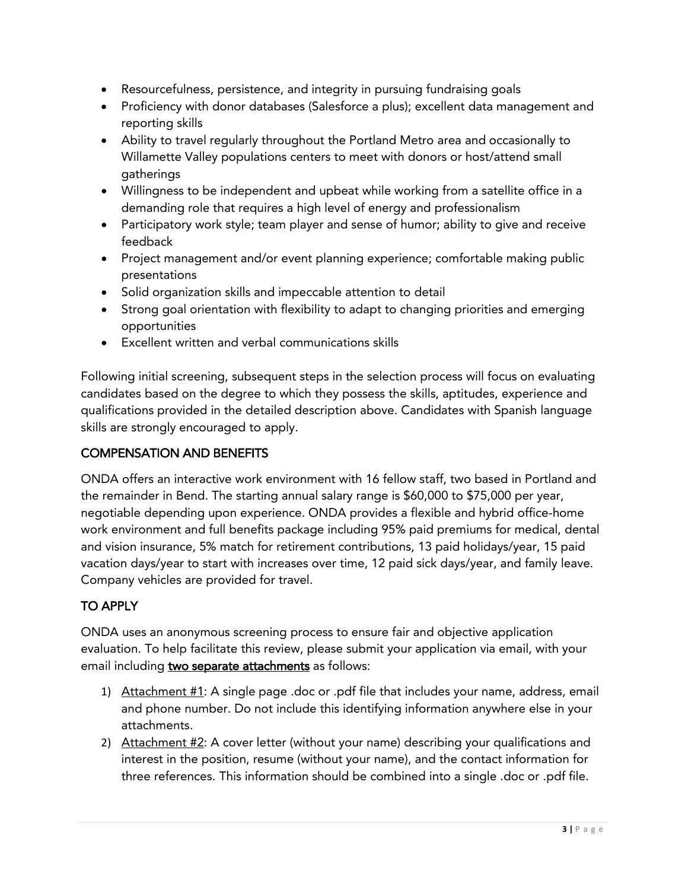- Resourcefulness, persistence, and integrity in pursuing fundraising goals
- Proficiency with donor databases (Salesforce a plus); excellent data management and reporting skills
- Ability to travel regularly throughout the Portland Metro area and occasionally to Willamette Valley populations centers to meet with donors or host/attend small gatherings
- Willingness to be independent and upbeat while working from a satellite office in a demanding role that requires a high level of energy and professionalism
- Participatory work style; team player and sense of humor; ability to give and receive feedback
- Project management and/or event planning experience; comfortable making public presentations
- Solid organization skills and impeccable attention to detail
- Strong goal orientation with flexibility to adapt to changing priorities and emerging opportunities
- Excellent written and verbal communications skills

Following initial screening, subsequent steps in the selection process will focus on evaluating candidates based on the degree to which they possess the skills, aptitudes, experience and qualifications provided in the detailed description above. Candidates with Spanish language skills are strongly encouraged to apply.

## COMPENSATION AND BENEFITS

ONDA offers an interactive work environment with 16 fellow staff, two based in Portland and the remainder in Bend. The starting annual salary range is $60,000 to $75,000 per year, negotiable depending upon experience. ONDA provides a flexible and hybrid office-home work environment and full benefits package including 95% paid premiums for medical, dental and vision insurance, 5% match for retirement contributions, 13 paid holidays/year, 15 paid vacation days/year to start with increases over time, 12 paid sick days/year, and family leave. Company vehicles are provided for travel.

## TO APPLY

ONDA uses an anonymous screening process to ensure fair and objective application evaluation. To help facilitate this review, please submit your application via email, with your email including **two separate attachments** as follows:

1) Attachment #1: A single page .doc or .pdf file that includes your name, address, email and phone number. Do not include this identifying information anywhere else in your attachments.
2) Attachment #2: A cover letter (without your name) describing your qualifications and interest in the position, resume (without your name), and the contact information for three references. This information should be combined into a single .doc or .pdf file.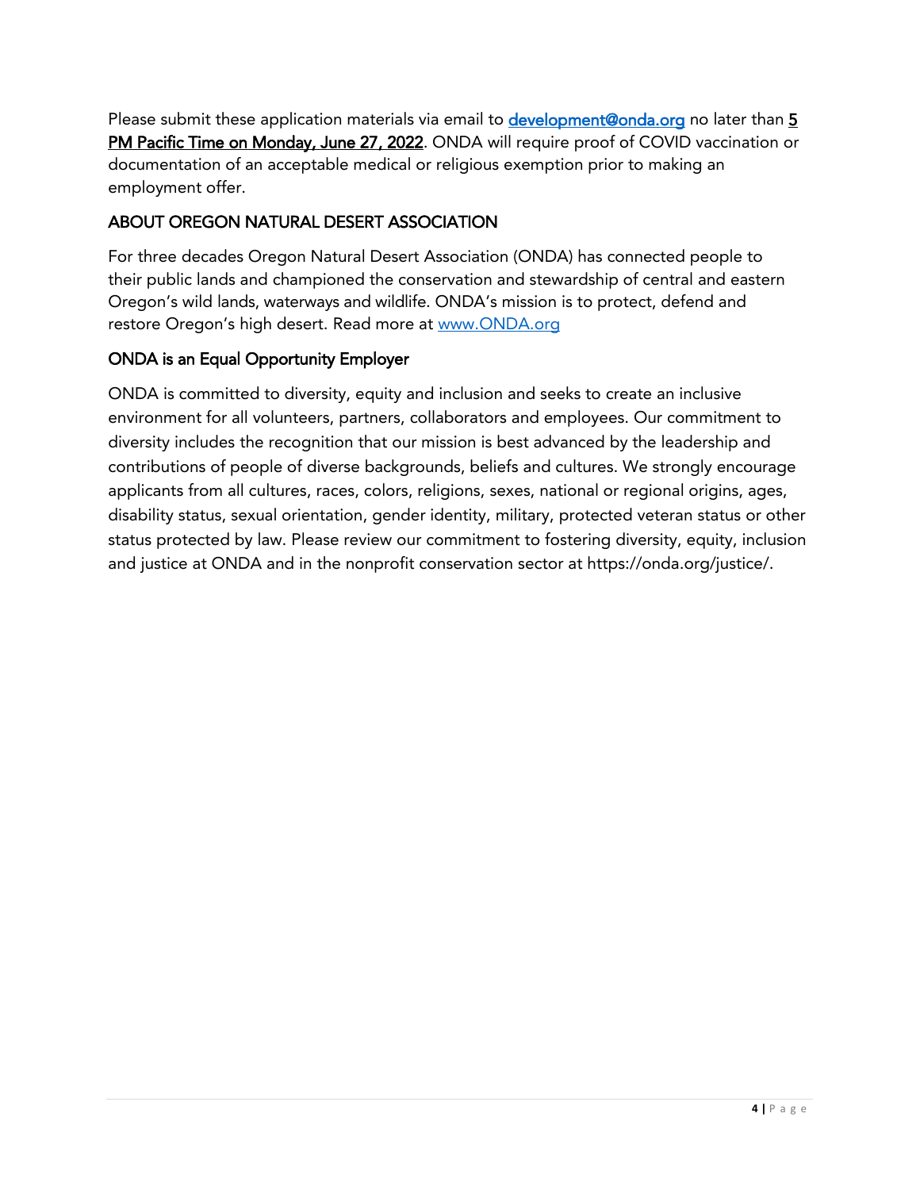Please submit these application materials via email to **development@onda.org** no later than **5 PM Pacific Time on Monday, June 27, 2022**. ONDA will require proof of COVID vaccination or documentation of an acceptable medical or religious exemption prior to making an employment offer.

## ABOUT OREGON NATURAL DESERT ASSOCIATION

For three decades Oregon Natural Desert Association (ONDA) has connected people to their public lands and championed the conservation and stewardship of central and eastern Oregon's wild lands, waterways and wildlife. ONDA's mission is to protect, defend and restore Oregon's high desert. Read more at www.ONDA.org

## ONDA is an Equal Opportunity Employer

ONDA is committed to diversity, equity and inclusion and seeks to create an inclusive environment for all volunteers, partners, collaborators and employees. Our commitment to diversity includes the recognition that our mission is best advanced by the leadership and contributions of people of diverse backgrounds, beliefs and cultures. We strongly encourage applicants from all cultures, races, colors, religions, sexes, national or regional origins, ages, disability status, sexual orientation, gender identity, military, protected veteran status or other status protected by law. Please review our commitment to fostering diversity, equity, inclusion and justice at ONDA and in the nonprofit conservation sector at https://onda.org/justice/.